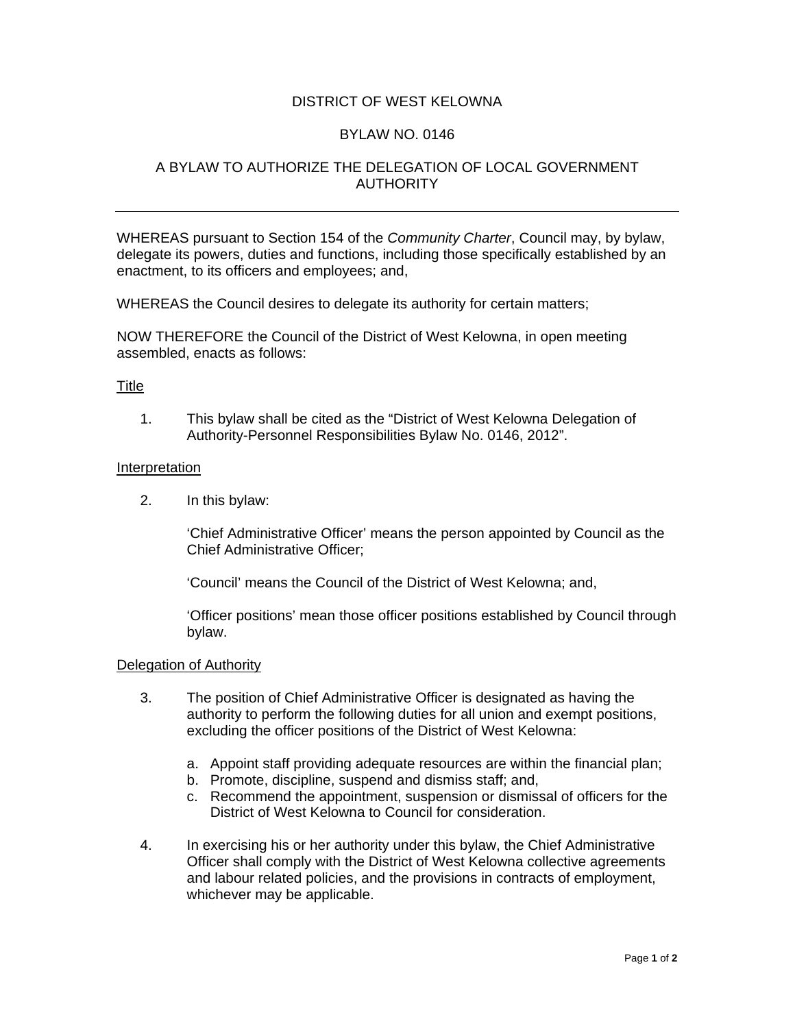# DISTRICT OF WEST KELOWNA

## BYLAW NO. 0146

## A BYLAW TO AUTHORIZE THE DELEGATION OF LOCAL GOVERNMENT AUTHORITY

---

WHEREAS pursuant to Section 154 of the *Community Charter*, Council may, by bylaw, delegate its powers, duties and functions, including those specifically established by an enactment, to its officers and employees; and,

WHEREAS the Council desires to delegate its authority for certain matters;

NOW THEREFORE the Council of the District of West Kelowna, in open meeting assembled, enacts as follows:

<u>Title</u>

1. This bylaw shall be cited as the "District of West Kelowna Delegation of Authority-Personnel Responsibilities Bylaw No. 0146, 2012".

<u>Interpretation</u>

2. In this bylaw:

   'Chief Administrative Officer' means the person appointed by Council as the Chief Administrative Officer;

   'Council' means the Council of the District of West Kelowna; and,

   'Officer positions' mean those officer positions established by Council through bylaw.

<u>Delegation of Authority</u>

3. The position of Chief Administrative Officer is designated as having the authority to perform the following duties for all union and exempt positions, excluding the officer positions of the District of West Kelowna:

   a. Appoint staff providing adequate resources are within the financial plan;
   b. Promote, discipline, suspend and dismiss staff; and,
   c. Recommend the appointment, suspension or dismissal of officers for the District of West Kelowna to Council for consideration.

4. In exercising his or her authority under this bylaw, the Chief Administrative Officer shall comply with the District of West Kelowna collective agreements and labour related policies, and the provisions in contracts of employment, whichever may be applicable.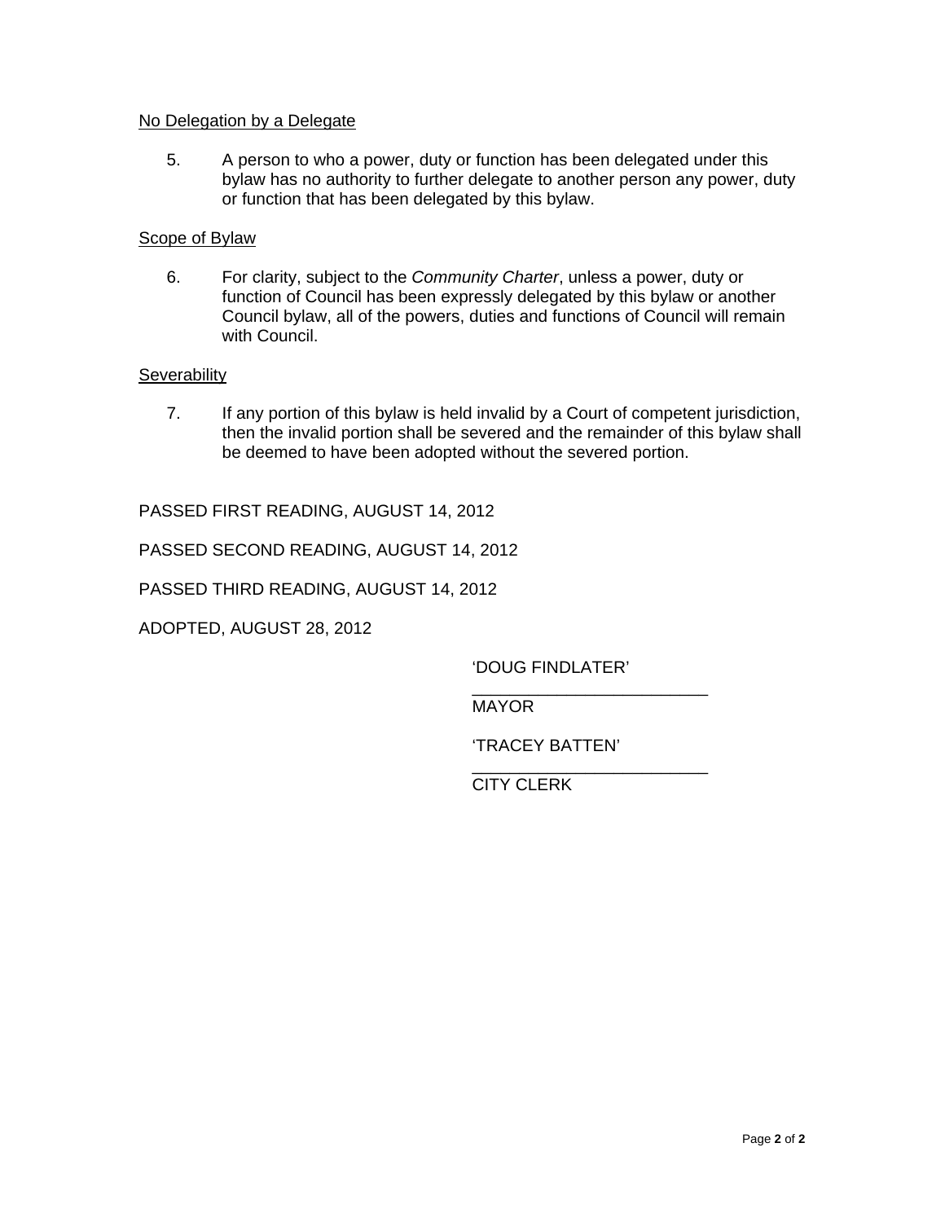No Delegation by a Delegate

5. A person to who a power, duty or function has been delegated under this bylaw has no authority to further delegate to another person any power, duty or function that has been delegated by this bylaw.

Scope of Bylaw

6. For clarity, subject to the *Community Charter*, unless a power, duty or function of Council has been expressly delegated by this bylaw or another Council bylaw, all of the powers, duties and functions of Council will remain with Council.

Severability

7. If any portion of this bylaw is held invalid by a Court of competent jurisdiction, then the invalid portion shall be severed and the remainder of this bylaw shall be deemed to have been adopted without the severed portion.

PASSED FIRST READING, AUGUST 14, 2012

PASSED SECOND READING, AUGUST 14, 2012

PASSED THIRD READING, AUGUST 14, 2012

ADOPTED, AUGUST 28, 2012

'DOUG FINDLATER'
_________________________
MAYOR

'TRACEY BATTEN'
_________________________
CITY CLERK